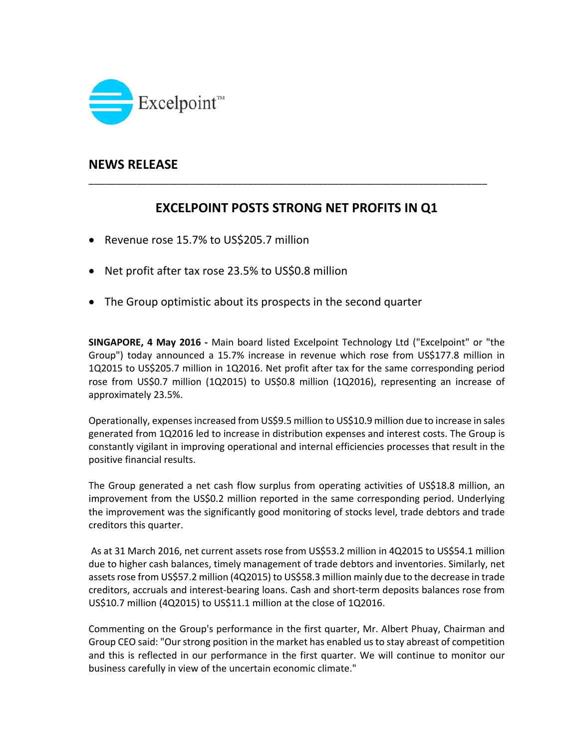Excelpoint™

## NEWS RELEASE

# EXCELPOINT POSTS STRONG NET PROFITS IN Q1

- Revenue rose 15.7% to US$205.7 million
- Net profit after tax rose 23.5% to US$0.8 million
- The Group optimistic about its prospects in the second quarter

**SINGAPORE, 4 May 2016 -** Main board listed Excelpoint Technology Ltd ("Excelpoint" or "the Group") today announced a 15.7% increase in revenue which rose from US$177.8 million in 1Q2015 to US$205.7 million in 1Q2016. Net profit after tax for the same corresponding period rose from US$0.7 million (1Q2015) to US$0.8 million (1Q2016), representing an increase of approximately 23.5%.

Operationally, expenses increased from US$9.5 million to US$10.9 million due to increase in sales generated from 1Q2016 led to increase in distribution expenses and interest costs. The Group is constantly vigilant in improving operational and internal efficiencies processes that result in the positive financial results.

The Group generated a net cash flow surplus from operating activities of US$18.8 million, an improvement from the US$0.2 million reported in the same corresponding period. Underlying the improvement was the significantly good monitoring of stocks level, trade debtors and trade creditors this quarter.

As at 31 March 2016, net current assets rose from US$53.2 million in 4Q2015 to US$54.1 million due to higher cash balances, timely management of trade debtors and inventories. Similarly, net assets rose from US$57.2 million (4Q2015) to US$58.3 million mainly due to the decrease in trade creditors, accruals and interest-bearing loans. Cash and short-term deposits balances rose from US$10.7 million (4Q2015) to US$11.1 million at the close of 1Q2016.

Commenting on the Group's performance in the first quarter, Mr. Albert Phuay, Chairman and Group CEO said: "Our strong position in the market has enabled us to stay abreast of competition and this is reflected in our performance in the first quarter. We will continue to monitor our business carefully in view of the uncertain economic climate."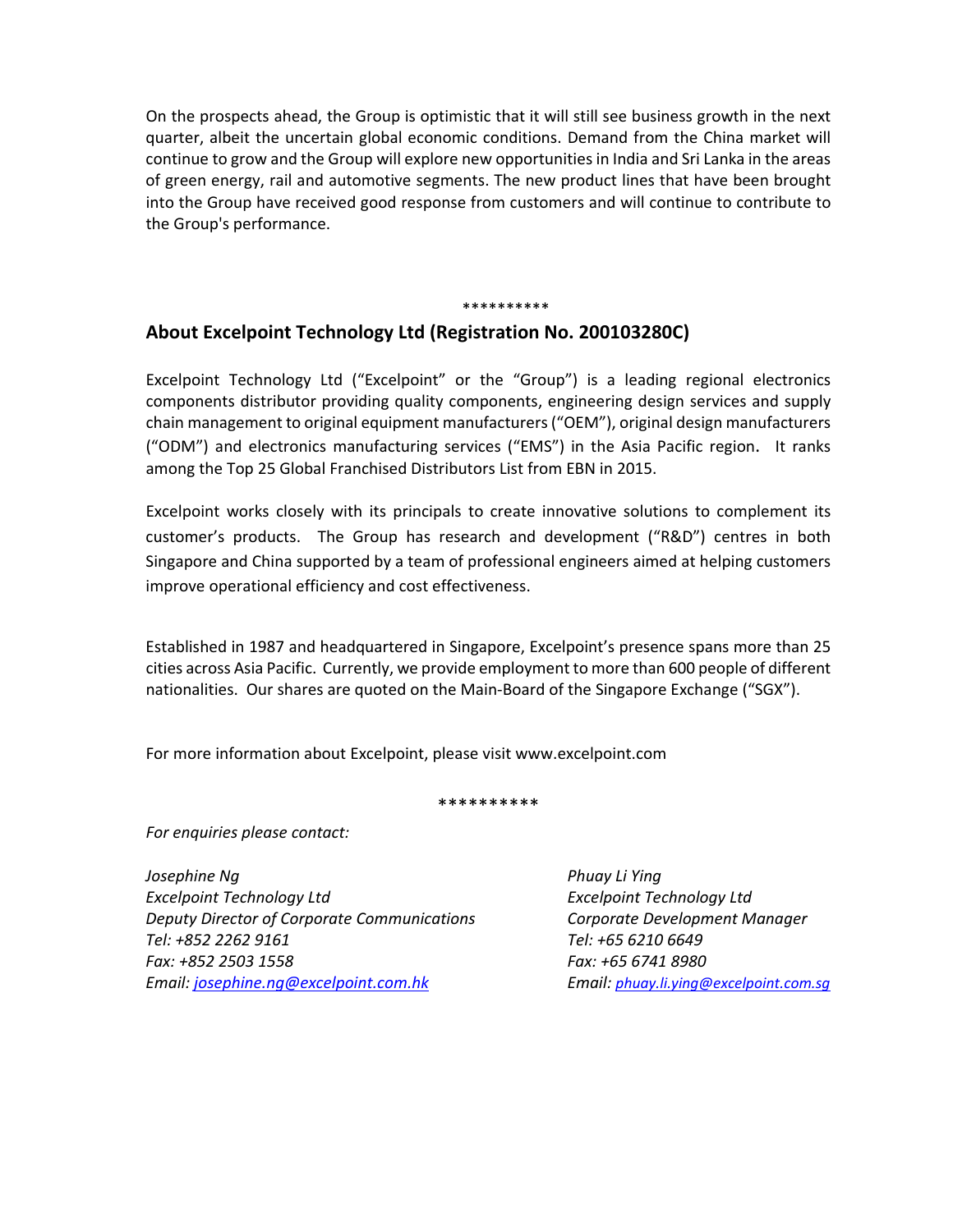On the prospects ahead, the Group is optimistic that it will still see business growth in the next quarter, albeit the uncertain global economic conditions. Demand from the China market will continue to grow and the Group will explore new opportunities in India and Sri Lanka in the areas of green energy, rail and automotive segments. The new product lines that have been brought into the Group have received good response from customers and will continue to contribute to the Group's performance.

**********

## About Excelpoint Technology Ltd (Registration No. 200103280C)

Excelpoint Technology Ltd ("Excelpoint" or the "Group") is a leading regional electronics components distributor providing quality components, engineering design services and supply chain management to original equipment manufacturers ("OEM"), original design manufacturers ("ODM") and electronics manufacturing services ("EMS") in the Asia Pacific region. It ranks among the Top 25 Global Franchised Distributors List from EBN in 2015.

Excelpoint works closely with its principals to create innovative solutions to complement its customer's products. The Group has research and development ("R&D") centres in both Singapore and China supported by a team of professional engineers aimed at helping customers improve operational efficiency and cost effectiveness.

Established in 1987 and headquartered in Singapore, Excelpoint's presence spans more than 25 cities across Asia Pacific. Currently, we provide employment to more than 600 people of different nationalities. Our shares are quoted on the Main-Board of the Singapore Exchange ("SGX").

For more information about Excelpoint, please visit www.excelpoint.com

**********

*For enquiries please contact:*

*Josephine Ng*
*Excelpoint Technology Ltd*
*Deputy Director of Corporate Communications*
*Tel: +852 2262 9161*
*Fax: +852 2503 1558*
*Email: josephine.ng@excelpoint.com.hk*

*Phuay Li Ying*
*Excelpoint Technology Ltd*
*Corporate Development Manager*
*Tel: +65 6210 6649*
*Fax: +65 6741 8980*
*Email: phuay.li.ying@excelpoint.com.sg*